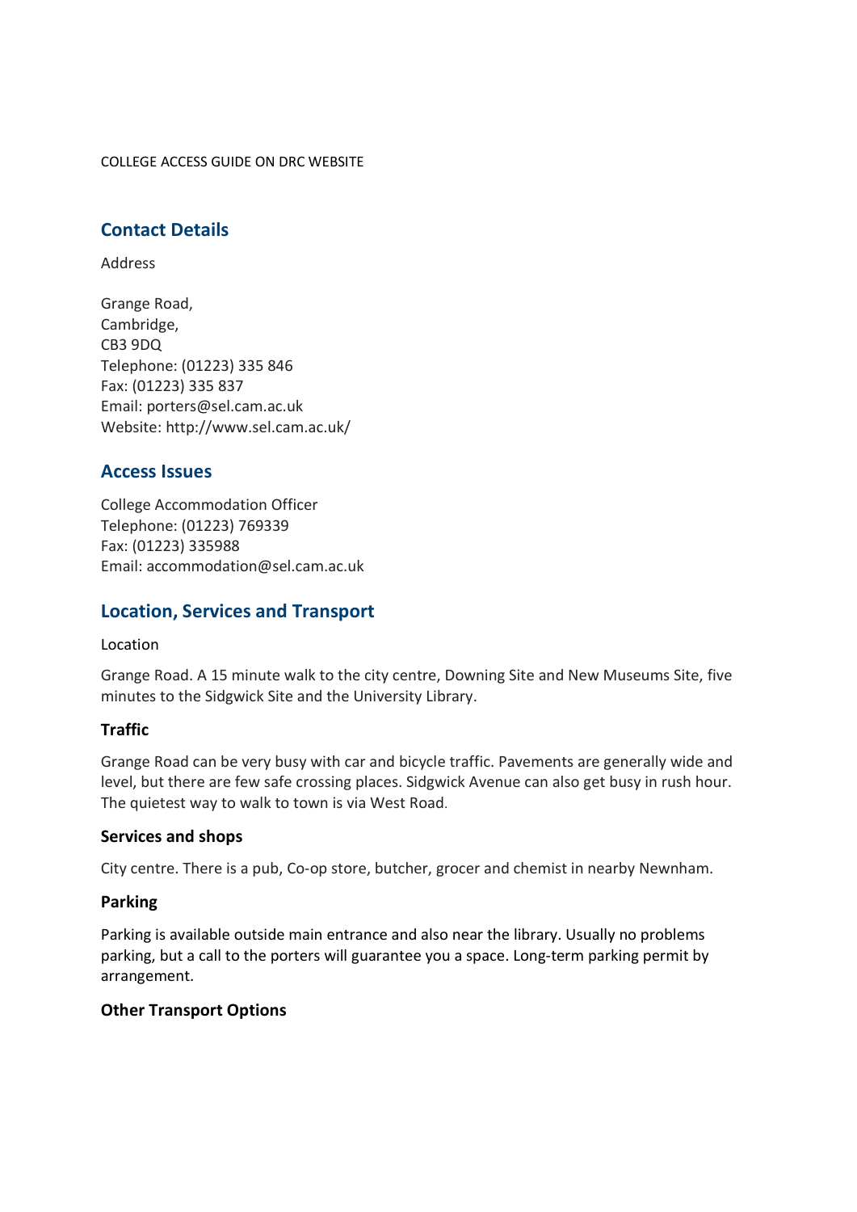COLLEGE ACCESS GUIDE ON DRC WEBSITE

## Contact Details

Address

Grange Road,
Cambridge,
CB3 9DQ
Telephone: (01223) 335 846
Fax: (01223) 335 837
Email: porters@sel.cam.ac.uk
Website: http://www.sel.cam.ac.uk/

## Access Issues

College Accommodation Officer
Telephone: (01223) 769339
Fax: (01223) 335988
Email: accommodation@sel.cam.ac.uk

## Location, Services and Transport

Location

Grange Road. A 15 minute walk to the city centre, Downing Site and New Museums Site, five minutes to the Sidgwick Site and the University Library.

### Traffic

Grange Road can be very busy with car and bicycle traffic. Pavements are generally wide and level, but there are few safe crossing places. Sidgwick Avenue can also get busy in rush hour. The quietest way to walk to town is via West Road.

### Services and shops

City centre. There is a pub, Co-op store, butcher, grocer and chemist in nearby Newnham.

### Parking

Parking is available outside main entrance and also near the library. Usually no problems parking, but a call to the porters will guarantee you a space. Long-term parking permit by arrangement.

### Other Transport Options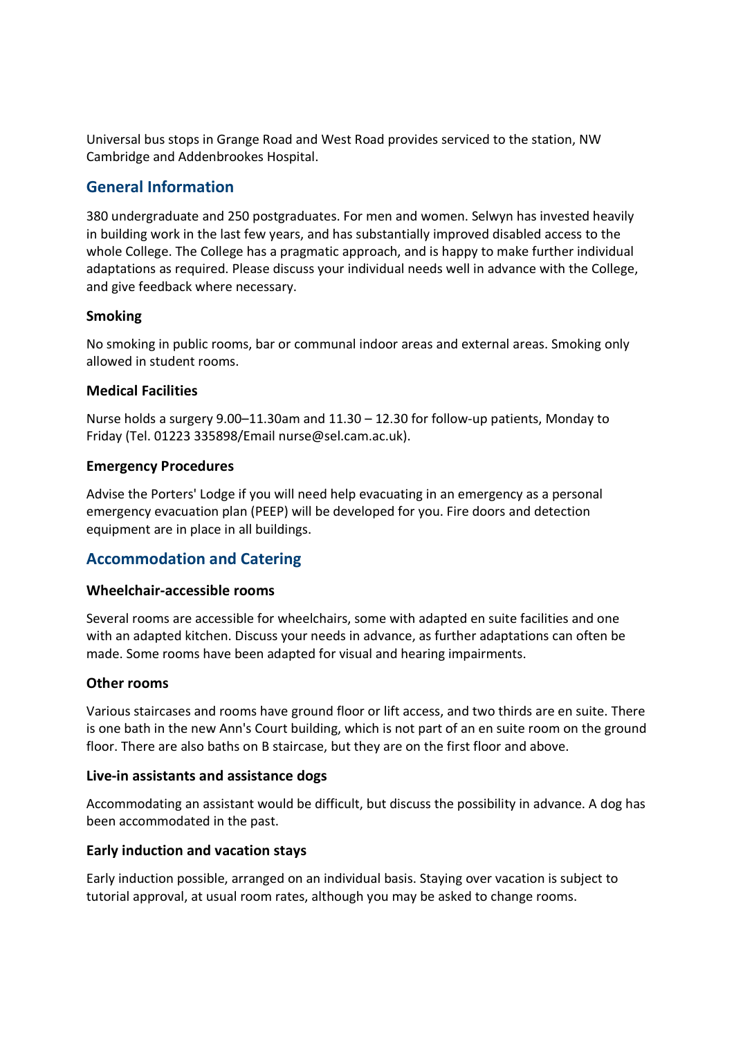Universal bus stops in Grange Road and West Road provides serviced to the station, NW Cambridge and Addenbrookes Hospital.

## General Information

380 undergraduate and 250 postgraduates. For men and women. Selwyn has invested heavily in building work in the last few years, and has substantially improved disabled access to the whole College. The College has a pragmatic approach, and is happy to make further individual adaptations as required. Please discuss your individual needs well in advance with the College, and give feedback where necessary.

### Smoking

No smoking in public rooms, bar or communal indoor areas and external areas. Smoking only allowed in student rooms.

### Medical Facilities

Nurse holds a surgery 9.00–11.30am and 11.30 – 12.30 for follow-up patients, Monday to Friday (Tel. 01223 335898/Email nurse@sel.cam.ac.uk).

### Emergency Procedures

Advise the Porters' Lodge if you will need help evacuating in an emergency as a personal emergency evacuation plan (PEEP) will be developed for you. Fire doors and detection equipment are in place in all buildings.

## Accommodation and Catering

### Wheelchair-accessible rooms

Several rooms are accessible for wheelchairs, some with adapted en suite facilities and one with an adapted kitchen. Discuss your needs in advance, as further adaptations can often be made. Some rooms have been adapted for visual and hearing impairments.

### Other rooms

Various staircases and rooms have ground floor or lift access, and two thirds are en suite. There is one bath in the new Ann's Court building, which is not part of an en suite room on the ground floor. There are also baths on B staircase, but they are on the first floor and above.

### Live-in assistants and assistance dogs

Accommodating an assistant would be difficult, but discuss the possibility in advance. A dog has been accommodated in the past.

### Early induction and vacation stays

Early induction possible, arranged on an individual basis. Staying over vacation is subject to tutorial approval, at usual room rates, although you may be asked to change rooms.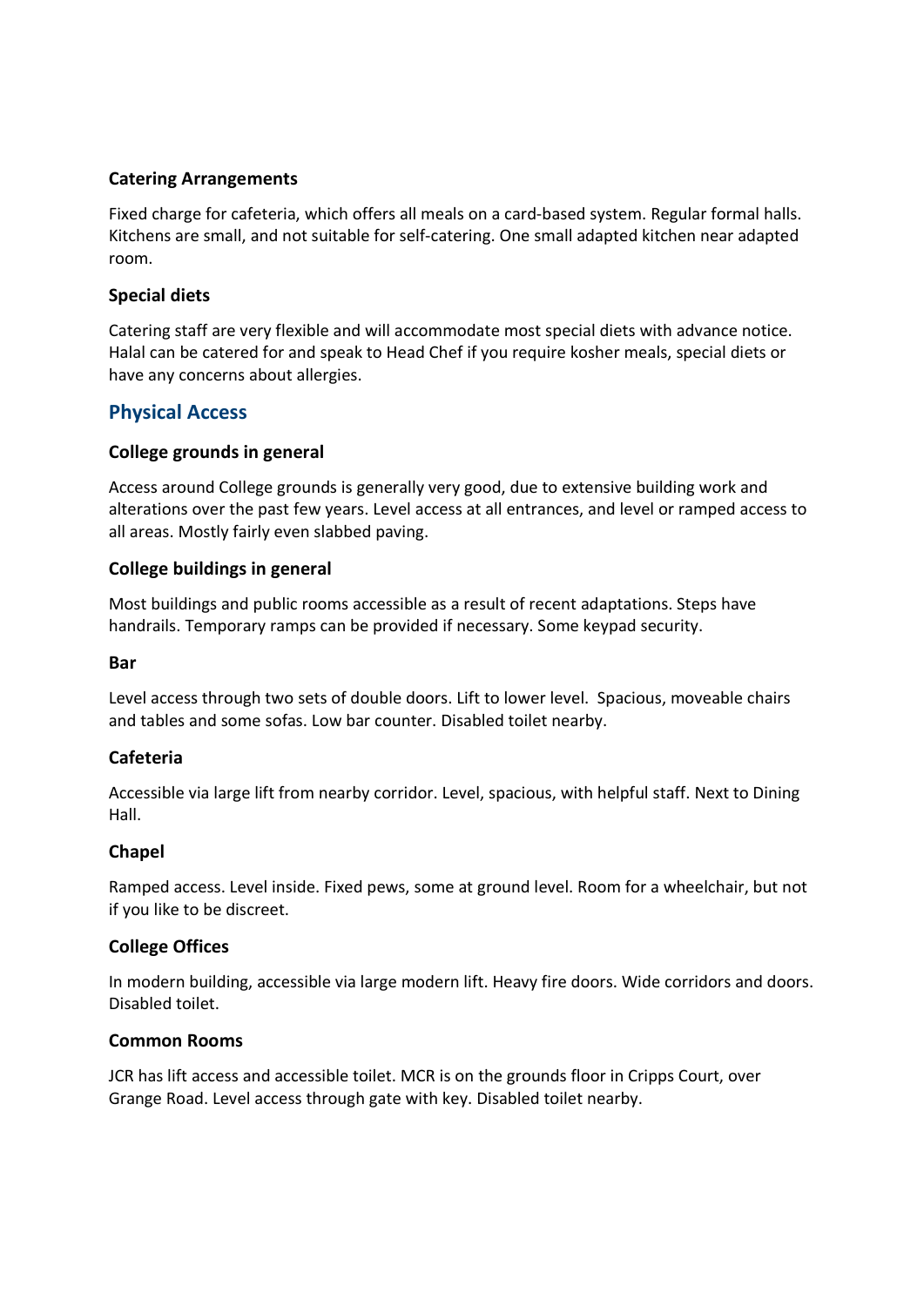### Catering Arrangements

Fixed charge for cafeteria, which offers all meals on a card-based system. Regular formal halls. Kitchens are small, and not suitable for self-catering. One small adapted kitchen near adapted room.

### Special diets

Catering staff are very flexible and will accommodate most special diets with advance notice. Halal can be catered for and speak to Head Chef if you require kosher meals, special diets or have any concerns about allergies.

## Physical Access

### College grounds in general

Access around College grounds is generally very good, due to extensive building work and alterations over the past few years. Level access at all entrances, and level or ramped access to all areas. Mostly fairly even slabbed paving.

### College buildings in general

Most buildings and public rooms accessible as a result of recent adaptations. Steps have handrails. Temporary ramps can be provided if necessary. Some keypad security.

#### Bar

Level access through two sets of double doors. Lift to lower level. Spacious, moveable chairs and tables and some sofas. Low bar counter. Disabled toilet nearby.

#### Cafeteria

Accessible via large lift from nearby corridor. Level, spacious, with helpful staff. Next to Dining Hall.

#### Chapel

Ramped access. Level inside. Fixed pews, some at ground level. Room for a wheelchair, but not if you like to be discreet.

#### College Offices

In modern building, accessible via large modern lift. Heavy fire doors. Wide corridors and doors. Disabled toilet.

#### Common Rooms

JCR has lift access and accessible toilet. MCR is on the grounds floor in Cripps Court, over Grange Road. Level access through gate with key. Disabled toilet nearby.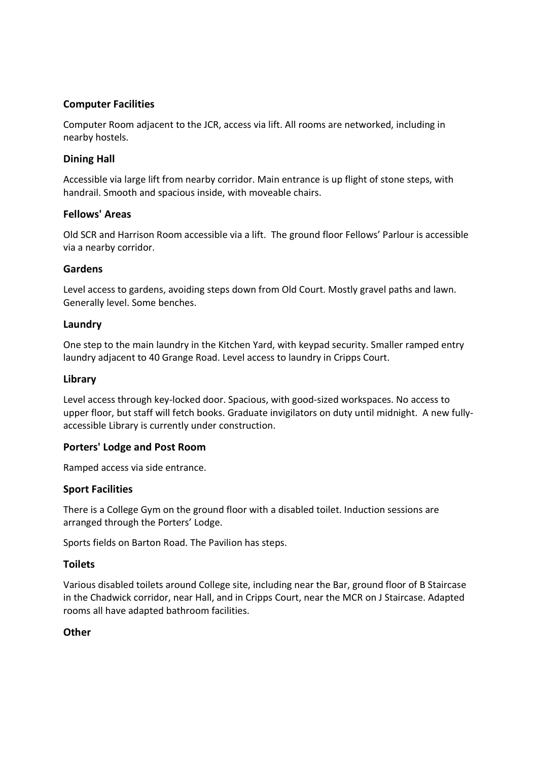### Computer Facilities

Computer Room adjacent to the JCR, access via lift. All rooms are networked, including in nearby hostels.

### Dining Hall

Accessible via large lift from nearby corridor. Main entrance is up flight of stone steps, with handrail. Smooth and spacious inside, with moveable chairs.

### Fellows' Areas

Old SCR and Harrison Room accessible via a lift. The ground floor Fellows' Parlour is accessible via a nearby corridor.

### Gardens

Level access to gardens, avoiding steps down from Old Court. Mostly gravel paths and lawn. Generally level. Some benches.

### Laundry

One step to the main laundry in the Kitchen Yard, with keypad security. Smaller ramped entry laundry adjacent to 40 Grange Road. Level access to laundry in Cripps Court.

### Library

Level access through key-locked door. Spacious, with good-sized workspaces. No access to upper floor, but staff will fetch books. Graduate invigilators on duty until midnight. A new fully-accessible Library is currently under construction.

### Porters' Lodge and Post Room

Ramped access via side entrance.

### Sport Facilities

There is a College Gym on the ground floor with a disabled toilet. Induction sessions are arranged through the Porters' Lodge.

Sports fields on Barton Road. The Pavilion has steps.

### Toilets

Various disabled toilets around College site, including near the Bar, ground floor of B Staircase in the Chadwick corridor, near Hall, and in Cripps Court, near the MCR on J Staircase. Adapted rooms all have adapted bathroom facilities.

### Other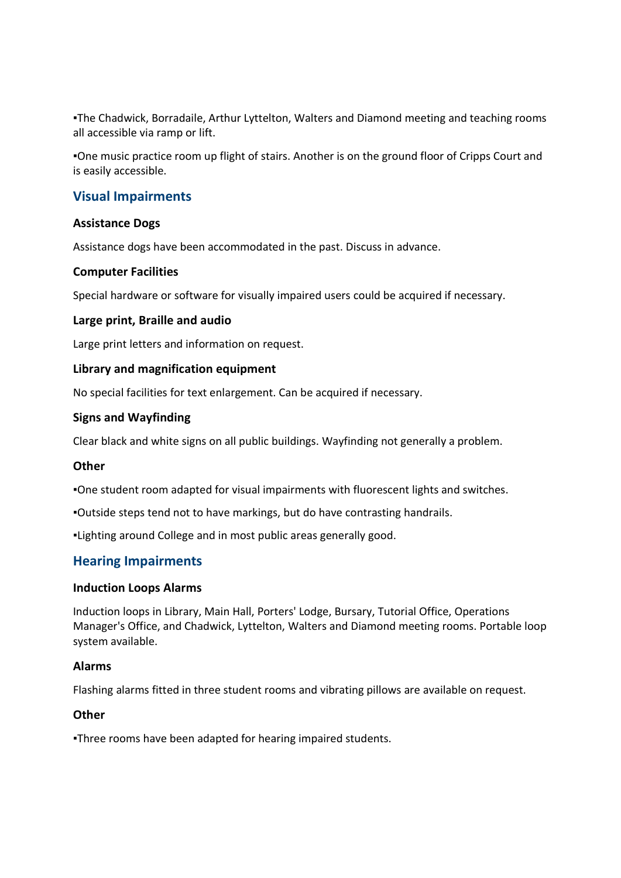▪The Chadwick, Borradaile, Arthur Lyttelton, Walters and Diamond meeting and teaching rooms all accessible via ramp or lift.

▪One music practice room up flight of stairs. Another is on the ground floor of Cripps Court and is easily accessible.

## Visual Impairments

### Assistance Dogs

Assistance dogs have been accommodated in the past. Discuss in advance.

### Computer Facilities

Special hardware or software for visually impaired users could be acquired if necessary.

### Large print, Braille and audio

Large print letters and information on request.

### Library and magnification equipment

No special facilities for text enlargement. Can be acquired if necessary.

### Signs and Wayfinding

Clear black and white signs on all public buildings. Wayfinding not generally a problem.

### Other

▪One student room adapted for visual impairments with fluorescent lights and switches.

▪Outside steps tend not to have markings, but do have contrasting handrails.

▪Lighting around College and in most public areas generally good.

## Hearing Impairments

### Induction Loops Alarms

Induction loops in Library, Main Hall, Porters' Lodge, Bursary, Tutorial Office, Operations Manager's Office, and Chadwick, Lyttelton, Walters and Diamond meeting rooms. Portable loop system available.

### Alarms

Flashing alarms fitted in three student rooms and vibrating pillows are available on request.

### Other

▪Three rooms have been adapted for hearing impaired students.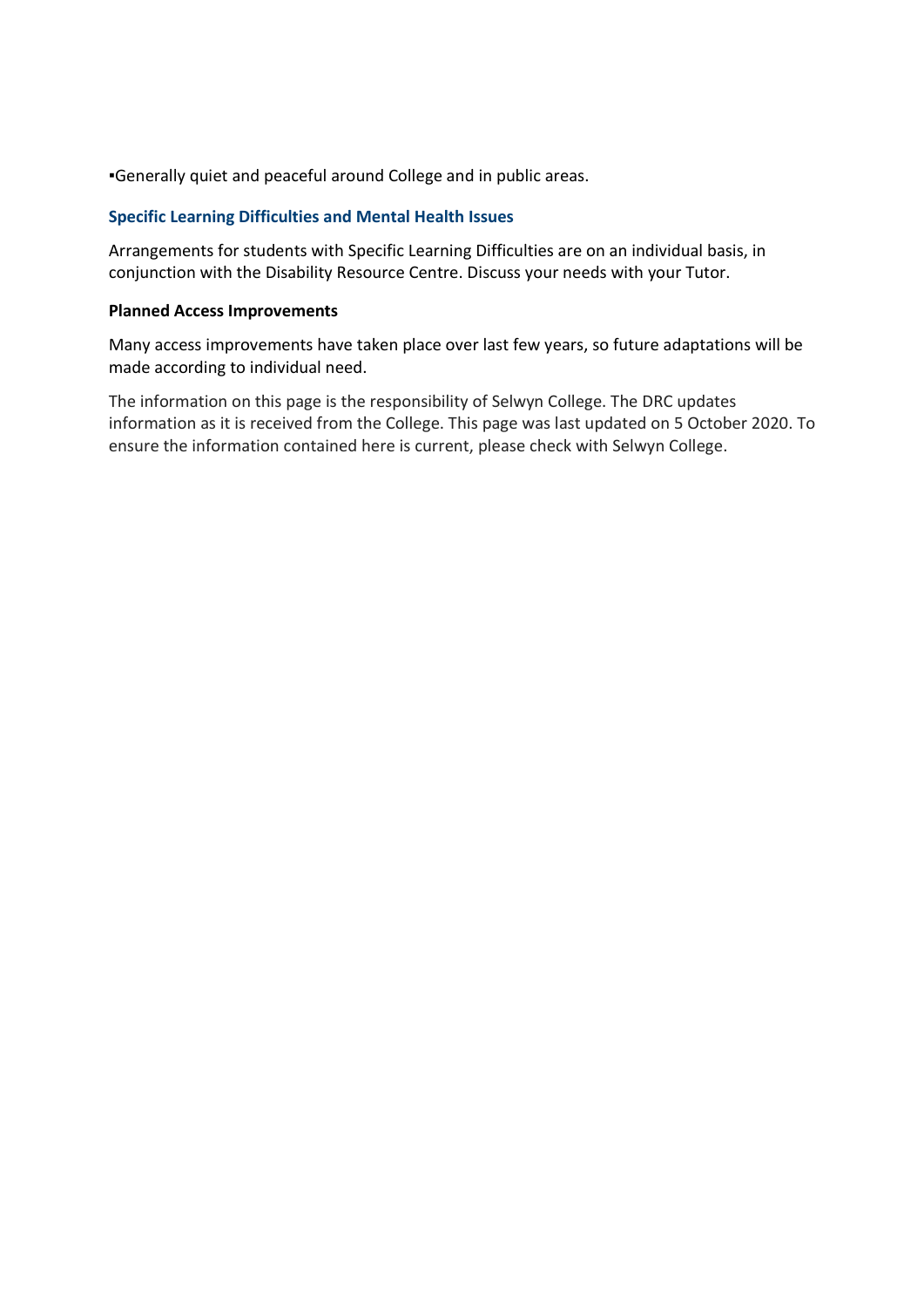▪Generally quiet and peaceful around College and in public areas.

### Specific Learning Difficulties and Mental Health Issues

Arrangements for students with Specific Learning Difficulties are on an individual basis, in conjunction with the Disability Resource Centre. Discuss your needs with your Tutor.

**Planned Access Improvements**

Many access improvements have taken place over last few years, so future adaptations will be made according to individual need.

The information on this page is the responsibility of Selwyn College. The DRC updates information as it is received from the College. This page was last updated on 5 October 2020. To ensure the information contained here is current, please check with Selwyn College.